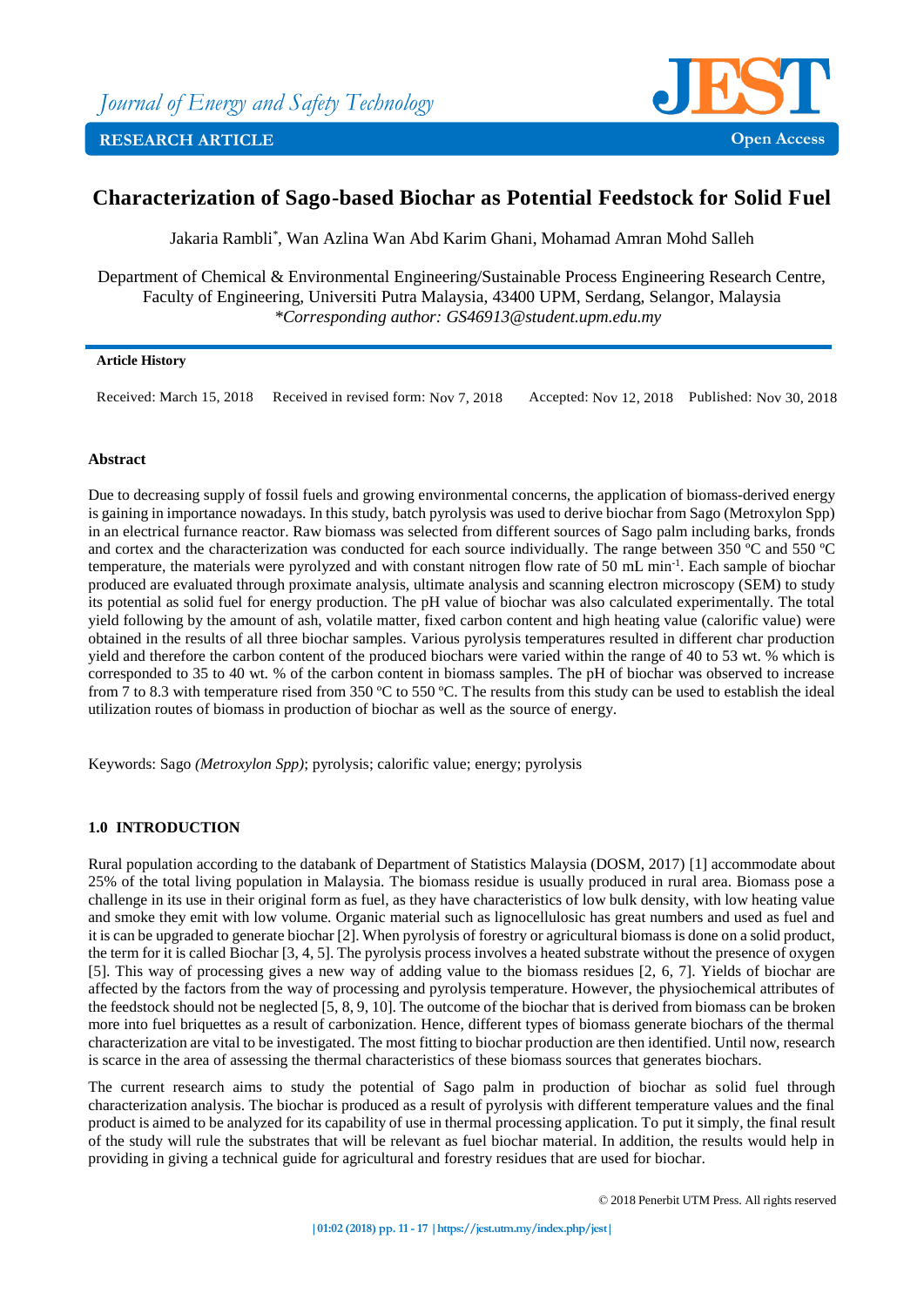# Characterization of Sago-based Biochar as Potential Feedstock for Solid Fuel

Jakaria Rambli*, Wan Azlina Wan Abd Karim Ghani, Mohamad Amran Mohd Salleh

Department of Chemical & Environmental Engineering/Sustainable Process Engineering Research Centre, Faculty of Engineering, Universiti Putra Malaysia, 43400 UPM, Serdang, Selangor, Malaysia
*\*Corresponding author: GS46913@student.upm.edu.my*

**Article History**

Received: March 15, 2018  Received in revised form: Nov 7, 2018  Accepted: Nov 12, 2018  Published: Nov 30, 2018

**Abstract**

Due to decreasing supply of fossil fuels and growing environmental concerns, the application of biomass-derived energy is gaining in importance nowadays. In this study, batch pyrolysis was used to derive biochar from Sago (Metroxylon Spp) in an electrical furnance reactor. Raw biomass was selected from different sources of Sago palm including barks, fronds and cortex and the characterization was conducted for each source individually. The range between 350 ºC and 550 ºC temperature, the materials were pyrolyzed and with constant nitrogen flow rate of 50 mL min$^{-1}$. Each sample of biochar produced are evaluated through proximate analysis, ultimate analysis and scanning electron microscopy (SEM) to study its potential as solid fuel for energy production. The pH value of biochar was also calculated experimentally. The total yield following by the amount of ash, volatile matter, fixed carbon content and high heating value (calorific value) were obtained in the results of all three biochar samples. Various pyrolysis temperatures resulted in different char production yield and therefore the carbon content of the produced biochars were varied within the range of 40 to 53 wt. % which is corresponded to 35 to 40 wt. % of the carbon content in biomass samples. The pH of biochar was observed to increase from 7 to 8.3 with temperature rised from 350 ºC to 550 ºC. The results from this study can be used to establish the ideal utilization routes of biomass in production of biochar as well as the source of energy.

Keywords: Sago *(Metroxylon Spp)*; pyrolysis; calorific value; energy; pyrolysis

## 1.0 INTRODUCTION

Rural population according to the databank of Department of Statistics Malaysia (DOSM, 2017) [1] accommodate about 25% of the total living population in Malaysia. The biomass residue is usually produced in rural area. Biomass pose a challenge in its use in their original form as fuel, as they have characteristics of low bulk density, with low heating value and smoke they emit with low volume. Organic material such as lignocellulosic has great numbers and used as fuel and it is can be upgraded to generate biochar [2]. When pyrolysis of forestry or agricultural biomass is done on a solid product, the term for it is called Biochar [3, 4, 5]. The pyrolysis process involves a heated substrate without the presence of oxygen [5]. This way of processing gives a new way of adding value to the biomass residues [2, 6, 7]. Yields of biochar are affected by the factors from the way of processing and pyrolysis temperature. However, the physiochemical attributes of the feedstock should not be neglected [5, 8, 9, 10]. The outcome of the biochar that is derived from biomass can be broken more into fuel briquettes as a result of carbonization. Hence, different types of biomass generate biochars of the thermal characterization are vital to be investigated. The most fitting to biochar production are then identified. Until now, research is scarce in the area of assessing the thermal characteristics of these biomass sources that generates biochars.

The current research aims to study the potential of Sago palm in production of biochar as solid fuel through characterization analysis. The biochar is produced as a result of pyrolysis with different temperature values and the final product is aimed to be analyzed for its capability of use in thermal processing application. To put it simply, the final result of the study will rule the substrates that will be relevant as fuel biochar material. In addition, the results would help in providing in giving a technical guide for agricultural and forestry residues that are used for biochar.

© 2018 Penerbit UTM Press. All rights reserved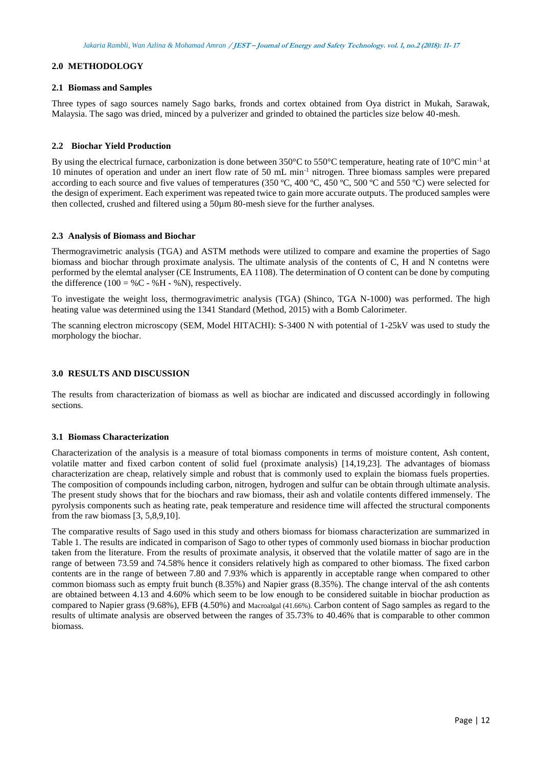## 2.0 METHODOLOGY

### 2.1 Biomass and Samples

Three types of sago sources namely Sago barks, fronds and cortex obtained from Oya district in Mukah, Sarawak, Malaysia. The sago was dried, minced by a pulverizer and grinded to obtained the particles size below 40-mesh.

### 2.2 Biochar Yield Production

By using the electrical furnace, carbonization is done between 350°C to 550°C temperature, heating rate of 10°C $min^{-1}$ at 10 minutes of operation and under an inert flow rate of 50 mL $min^{-1}$ nitrogen. Three biomass samples were prepared according to each source and five values of temperatures (350 ºC, 400 ºC, 450 ºC, 500 ºC and 550 ºC) were selected for the design of experiment. Each experiment was repeated twice to gain more accurate outputs. The produced samples were then collected, crushed and filtered using a 50µm 80-mesh sieve for the further analyses.

### 2.3 Analysis of Biomass and Biochar

Thermogravimetric analysis (TGA) and ASTM methods were utilized to compare and examine the properties of Sago biomass and biochar through proximate analysis. The ultimate analysis of the contents of C, H and N contetns were performed by the elemtal analyser (CE Instruments, EA 1108). The determination of O content can be done by computing the difference (100 = %C - %H - %N), respectively.

To investigate the weight loss, thermogravimetric analysis (TGA) (Shinco, TGA N-1000) was performed. The high heating value was determined using the 1341 Standard (Method, 2015) with a Bomb Calorimeter.

The scanning electron microscopy (SEM, Model HITACHI): S-3400 N with potential of 1-25kV was used to study the morphology the biochar.

## 3.0 RESULTS AND DISCUSSION

The results from characterization of biomass as well as biochar are indicated and discussed accordingly in following sections.

### 3.1 Biomass Characterization

Characterization of the analysis is a measure of total biomass components in terms of moisture content, Ash content, volatile matter and fixed carbon content of solid fuel (proximate analysis) [14,19,23]. The advantages of biomass characterization are cheap, relatively simple and robust that is commonly used to explain the biomass fuels properties. The composition of compounds including carbon, nitrogen, hydrogen and sulfur can be obtain through ultimate analysis. The present study shows that for the biochars and raw biomass, their ash and volatile contents differed immensely. The pyrolysis components such as heating rate, peak temperature and residence time will affected the structural components from the raw biomass [3, 5,8,9,10].

The comparative results of Sago used in this study and others biomass for biomass characterization are summarized in Table 1. The results are indicated in comparison of Sago to other types of commonly used biomass in biochar production taken from the literature. From the results of proximate analysis, it observed that the volatile matter of sago are in the range of between 73.59 and 74.58% hence it considers relatively high as compared to other biomass. The fixed carbon contents are in the range of between 7.80 and 7.93% which is apparently in acceptable range when compared to other common biomass such as empty fruit bunch (8.35%) and Napier grass (8.35%). The change interval of the ash contents are obtained between 4.13 and 4.60% which seem to be low enough to be considered suitable in biochar production as compared to Napier grass (9.68%), EFB (4.50%) and Macroalgal (41.66%). Carbon content of Sago samples as regard to the results of ultimate analysis are observed between the ranges of 35.73% to 40.46% that is comparable to other common biomass.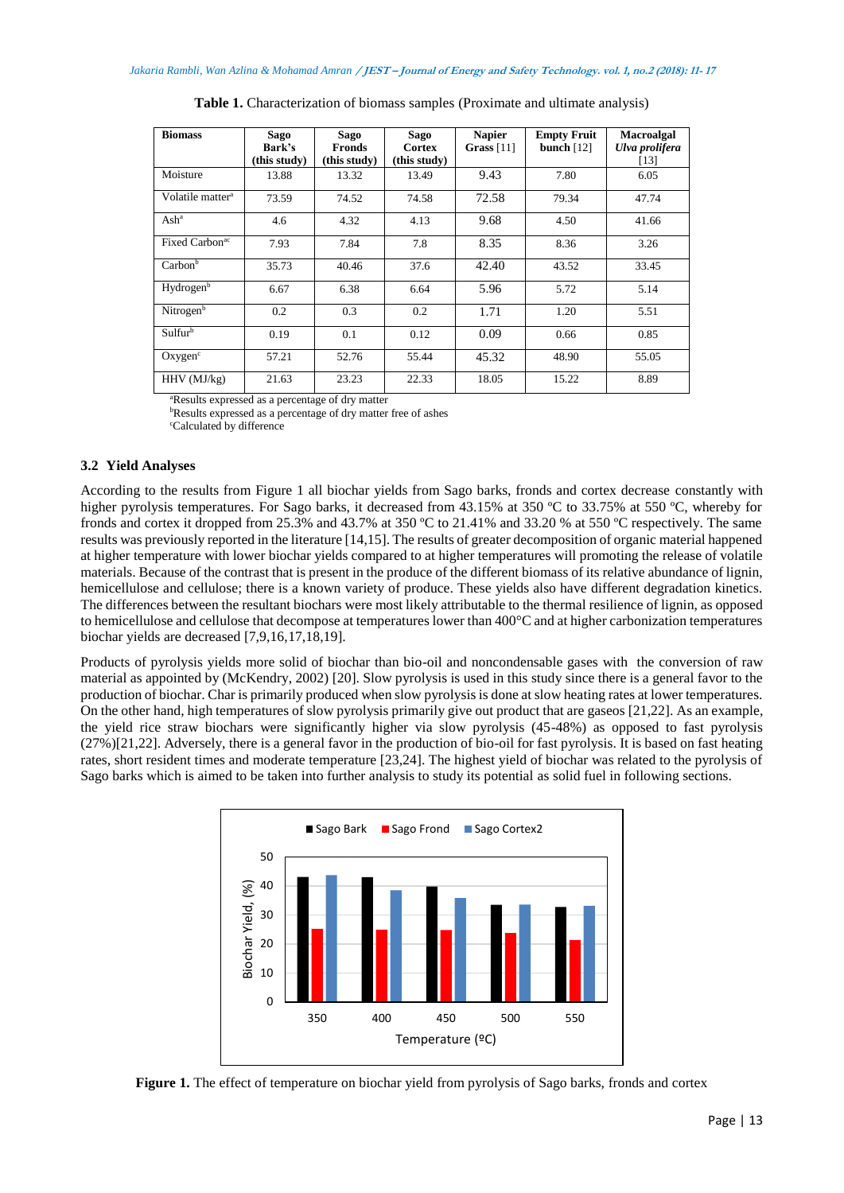**Table 1.** Characterization of biomass samples (Proximate and ultimate analysis)

| Biomass | Sago Bark's (this study) | Sago Fronds (this study) | Sago Cortex (this study) | Napier Grass [11] | Empty Fruit bunch [12] | Macroalgal *Ulva prolifera* [13] |
|---|---|---|---|---|---|---|
| Moisture | 13.88 | 13.32 | 13.49 | 9.43 | 7.80 | 6.05 |
| Volatile matter[a] | 73.59 | 74.52 | 74.58 | 72.58 | 79.34 | 47.74 |
| Ash[a] | 4.6 | 4.32 | 4.13 | 9.68 | 4.50 | 41.66 |
| Fixed Carbon[ac] | 7.93 | 7.84 | 7.8 | 8.35 | 8.36 | 3.26 |
| Carbon[b] | 35.73 | 40.46 | 37.6 | 42.40 | 43.52 | 33.45 |
| Hydrogen[b] | 6.67 | 6.38 | 6.64 | 5.96 | 5.72 | 5.14 |
| Nitrogen[b] | 0.2 | 0.3 | 0.2 | 1.71 | 1.20 | 5.51 |
| Sulfur[b] | 0.19 | 0.1 | 0.12 | 0.09 | 0.66 | 0.85 |
| Oxygen[c] | 57.21 | 52.76 | 55.44 | 45.32 | 48.90 | 55.05 |
| HHV (MJ/kg) | 21.63 | 23.23 | 22.33 | 18.05 | 15.22 | 8.89 |

[a]Results expressed as a percentage of dry matter
[b]Results expressed as a percentage of dry matter free of ashes
[c]Calculated by difference

### 3.2 Yield Analyses

According to the results from Figure 1 all biochar yields from Sago barks, fronds and cortex decrease constantly with higher pyrolysis temperatures. For Sago barks, it decreased from 43.15% at 350 ºC to 33.75% at 550 ºC, whereby for fronds and cortex it dropped from 25.3% and 43.7% at 350 ºC to 21.41% and 33.20 % at 550 ºC respectively. The same results was previously reported in the literature [14,15]. The results of greater decomposition of organic material happened at higher temperature with lower biochar yields compared to at higher temperatures will promoting the release of volatile materials. Because of the contrast that is present in the produce of the different biomass of its relative abundance of lignin, hemicellulose and cellulose; there is a known variety of produce. These yields also have different degradation kinetics. The differences between the resultant biochars were most likely attributable to the thermal resilience of lignin, as opposed to hemicellulose and cellulose that decompose at temperatures lower than 400°C and at higher carbonization temperatures biochar yields are decreased [7,9,16,17,18,19].

Products of pyrolysis yields more solid of biochar than bio-oil and noncondensable gases with the conversion of raw material as appointed by (McKendry, 2002) [20]. Slow pyrolysis is used in this study since there is a general favor to the production of biochar. Char is primarily produced when slow pyrolysis is done at slow heating rates at lower temperatures. On the other hand, high temperatures of slow pyrolysis primarily give out product that are gaseos [21,22]. As an example, the yield rice straw biochars were significantly higher via slow pyrolysis (45-48%) as opposed to fast pyrolysis (27%)[21,22]. Adversely, there is a general favor in the production of bio-oil for fast pyrolysis. It is based on fast heating rates, short resident times and moderate temperature [23,24]. The highest yield of biochar was related to the pyrolysis of Sago barks which is aimed to be taken into further analysis to study its potential as solid fuel in following sections.

**Figure 1.** The effect of temperature on biochar yield from pyrolysis of Sago barks, fronds and cortex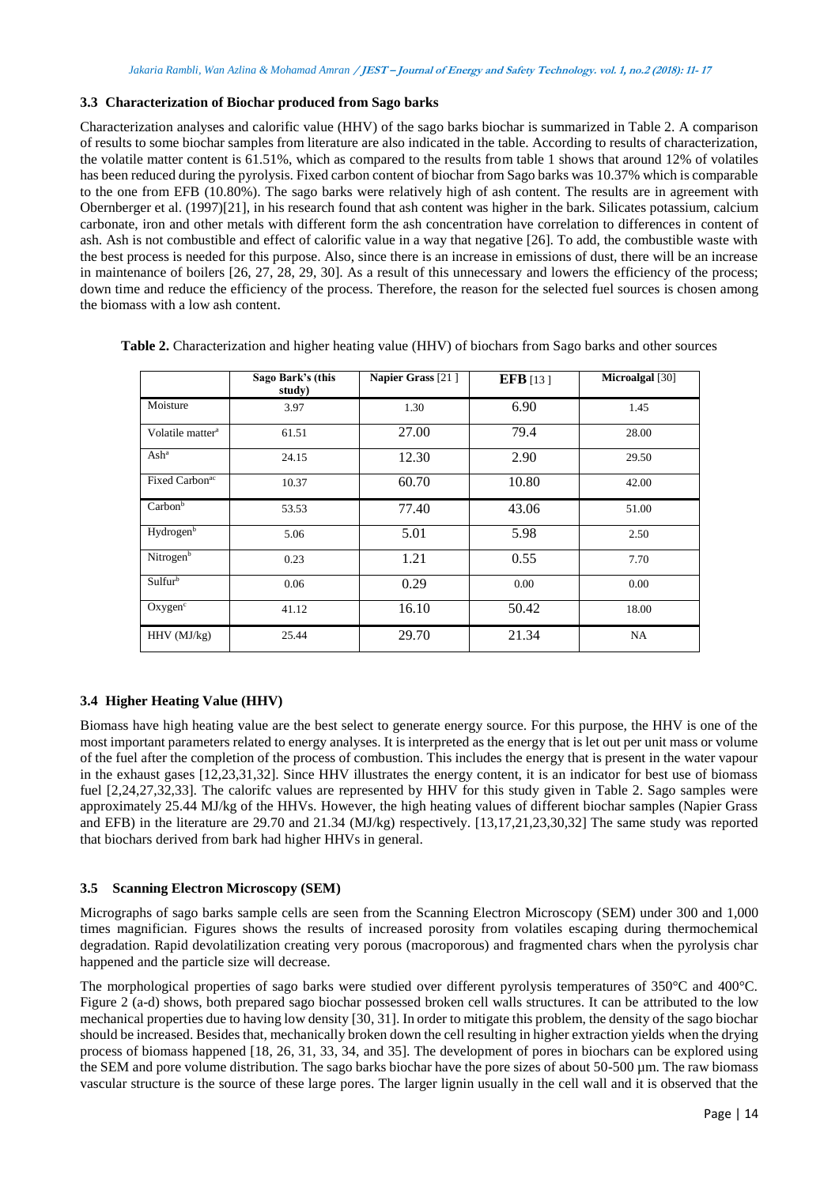### 3.3 Characterization of Biochar produced from Sago barks

Characterization analyses and calorific value (HHV) of the sago barks biochar is summarized in Table 2. A comparison of results to some biochar samples from literature are also indicated in the table. According to results of characterization, the volatile matter content is 61.51%, which as compared to the results from table 1 shows that around 12% of volatiles has been reduced during the pyrolysis. Fixed carbon content of biochar from Sago barks was 10.37% which is comparable to the one from EFB (10.80%). The sago barks were relatively high of ash content. The results are in agreement with Obernberger et al. (1997)[21], in his research found that ash content was higher in the bark. Silicates potassium, calcium carbonate, iron and other metals with different form the ash concentration have correlation to differences in content of ash. Ash is not combustible and effect of calorific value in a way that negative [26]. To add, the combustible waste with the best process is needed for this purpose. Also, since there is an increase in emissions of dust, there will be an increase in maintenance of boilers [26, 27, 28, 29, 30]. As a result of this unnecessary and lowers the efficiency of the process; down time and reduce the efficiency of the process. Therefore, the reason for the selected fuel sources is chosen among the biomass with a low ash content.

**Table 2.** Characterization and higher heating value (HHV) of biochars from Sago barks and other sources

| | Sago Bark's (this study) | Napier Grass [21] | EFB [13] | Microalgal [30] |
|---|---|---|---|---|
| Moisture | 3.97 | 1.30 | 6.90 | 1.45 |
| Volatile matter[a] | 61.51 | 27.00 | 79.4 | 28.00 |
| Ash[a] | 24.15 | 12.30 | 2.90 | 29.50 |
| Fixed Carbon[ac] | 10.37 | 60.70 | 10.80 | 42.00 |
| Carbon[b] | 53.53 | 77.40 | 43.06 | 51.00 |
| Hydrogen[b] | 5.06 | 5.01 | 5.98 | 2.50 |
| Nitrogen[b] | 0.23 | 1.21 | 0.55 | 7.70 |
| Sulfur[b] | 0.06 | 0.29 | 0.00 | 0.00 |
| Oxygen[c] | 41.12 | 16.10 | 50.42 | 18.00 |
| HHV (MJ/kg) | 25.44 | 29.70 | 21.34 | NA |

### 3.4 Higher Heating Value (HHV)

Biomass have high heating value are the best select to generate energy source. For this purpose, the HHV is one of the most important parameters related to energy analyses. It is interpreted as the energy that is let out per unit mass or volume of the fuel after the completion of the process of combustion. This includes the energy that is present in the water vapour in the exhaust gases [12,23,31,32]. Since HHV illustrates the energy content, it is an indicator for best use of biomass fuel [2,24,27,32,33]. The calorifc values are represented by HHV for this study given in Table 2. Sago samples were approximately 25.44 MJ/kg of the HHVs. However, the high heating values of different biochar samples (Napier Grass and EFB) in the literature are 29.70 and 21.34 (MJ/kg) respectively. [13,17,21,23,30,32] The same study was reported that biochars derived from bark had higher HHVs in general.

### 3.5 Scanning Electron Microscopy (SEM)

Micrographs of sago barks sample cells are seen from the Scanning Electron Microscopy (SEM) under 300 and 1,000 times magnifician. Figures shows the results of increased porosity from volatiles escaping during thermochemical degradation. Rapid devolatilization creating very porous (macroporous) and fragmented chars when the pyrolysis char happened and the particle size will decrease.

The morphological properties of sago barks were studied over different pyrolysis temperatures of 350°C and 400°C. Figure 2 (a-d) shows, both prepared sago biochar possessed broken cell walls structures. It can be attributed to the low mechanical properties due to having low density [30, 31]. In order to mitigate this problem, the density of the sago biochar should be increased. Besides that, mechanically broken down the cell resulting in higher extraction yields when the drying process of biomass happened [18, 26, 31, 33, 34, and 35]. The development of pores in biochars can be explored using the SEM and pore volume distribution. The sago barks biochar have the pore sizes of about 50-500 µm. The raw biomass vascular structure is the source of these large pores. The larger lignin usually in the cell wall and it is observed that the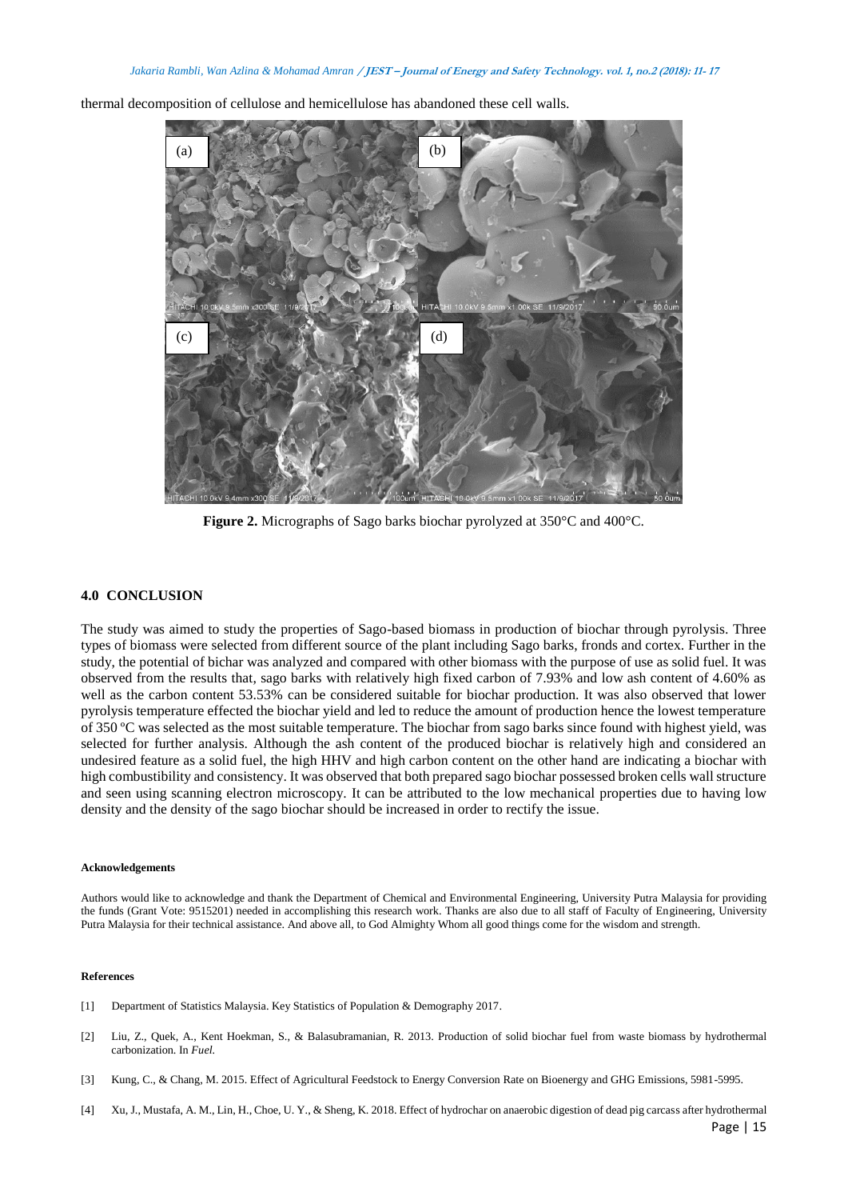thermal decomposition of cellulose and hemicellulose has abandoned these cell walls.

**Figure 2.** Micrographs of Sago barks biochar pyrolyzed at 350°C and 400°C.

## 4.0 CONCLUSION

The study was aimed to study the properties of Sago-based biomass in production of biochar through pyrolysis. Three types of biomass were selected from different source of the plant including Sago barks, fronds and cortex. Further in the study, the potential of bichar was analyzed and compared with other biomass with the purpose of use as solid fuel. It was observed from the results that, sago barks with relatively high fixed carbon of 7.93% and low ash content of 4.60% as well as the carbon content 53.53% can be considered suitable for biochar production. It was also observed that lower pyrolysis temperature effected the biochar yield and led to reduce the amount of production hence the lowest temperature of 350 ºC was selected as the most suitable temperature. The biochar from sago barks since found with highest yield, was selected for further analysis. Although the ash content of the produced biochar is relatively high and considered an undesired feature as a solid fuel, the high HHV and high carbon content on the other hand are indicating a biochar with high combustibility and consistency. It was observed that both prepared sago biochar possessed broken cells wall structure and seen using scanning electron microscopy. It can be attributed to the low mechanical properties due to having low density and the density of the sago biochar should be increased in order to rectify the issue.

#### Acknowledgements

Authors would like to acknowledge and thank the Department of Chemical and Environmental Engineering, University Putra Malaysia for providing the funds (Grant Vote: 9515201) needed in accomplishing this research work. Thanks are also due to all staff of Faculty of Engineering, University Putra Malaysia for their technical assistance. And above all, to God Almighty Whom all good things come for the wisdom and strength.

#### References

[1] Department of Statistics Malaysia. Key Statistics of Population & Demography 2017.

[2] Liu, Z., Quek, A., Kent Hoekman, S., & Balasubramanian, R. 2013. Production of solid biochar fuel from waste biomass by hydrothermal carbonization. In *Fuel.*

[3] Kung, C., & Chang, M. 2015. Effect of Agricultural Feedstock to Energy Conversion Rate on Bioenergy and GHG Emissions, 5981-5995.

[4] Xu, J., Mustafa, A. M., Lin, H., Choe, U. Y., & Sheng, K. 2018. Effect of hydrochar on anaerobic digestion of dead pig carcass after hydrothermal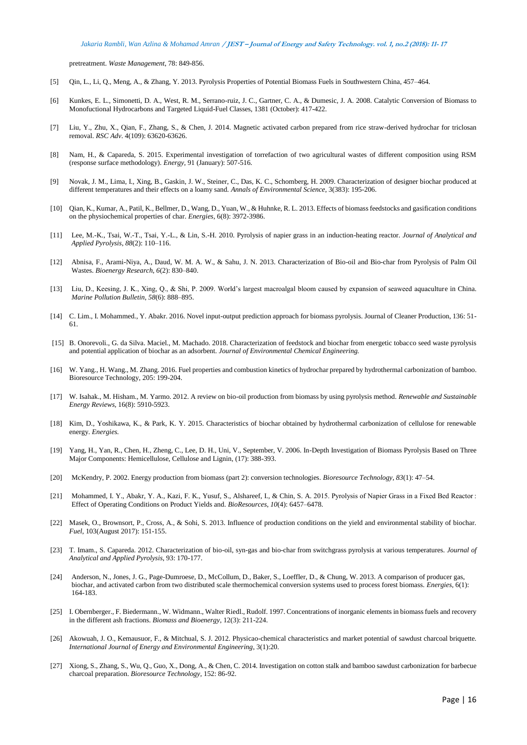pretreatment. *Waste Management*, 78: 849-856.

[5] Qin, L., Li, Q., Meng, A., & Zhang, Y. 2013. Pyrolysis Properties of Potential Biomass Fuels in Southwestern China, 457–464.

[6] Kunkes, E. L., Simonetti, D. A., West, R. M., Serrano-ruiz, J. C., Gartner, C. A., & Dumesic, J. A. 2008. Catalytic Conversion of Biomass to Monofuctional Hydrocarbons and Targeted Liquid-Fuel Classes, 1381 (October): 417-422.

[7] Liu, Y., Zhu, X., Qian, F., Zhang, S., & Chen, J. 2014. Magnetic activated carbon prepared from rice straw-derived hydrochar for triclosan removal. *RSC Adv*. 4(109): 63620-63626.

[8] Nam, H., & Capareda, S. 2015. Experimental investigation of torrefaction of two agricultural wastes of different composition using RSM (response surface methodology). *Energy*, 91 (January): 507-516.

[9] Novak, J. M., Lima, I., Xing, B., Gaskin, J. W., Steiner, C., Das, K. C., Schomberg, H. 2009. Characterization of designer biochar produced at different temperatures and their effects on a loamy sand. *Annals of Environmental Science*, 3(383): 195-206.

[10] Qian, K., Kumar, A., Patil, K., Bellmer, D., Wang, D., Yuan, W., & Huhnke, R. L. 2013. Effects of biomass feedstocks and gasification conditions on the physiochemical properties of char. *Energies*, 6(8): 3972-3986.

[11] Lee, M.-K., Tsai, W.-T., Tsai, Y.-L., & Lin, S.-H. 2010. Pyrolysis of napier grass in an induction-heating reactor. *Journal of Analytical and Applied Pyrolysis*, *88*(2): 110–116.

[12] Abnisa, F., Arami-Niya, A., Daud, W. M. A. W., & Sahu, J. N. 2013. Characterization of Bio-oil and Bio-char from Pyrolysis of Palm Oil Wastes. *Bioenergy Research*, *6*(2): 830–840.

[13] Liu, D., Keesing, J. K., Xing, Q., & Shi, P. 2009. World's largest macroalgal bloom caused by expansion of seaweed aquaculture in China. *Marine Pollution Bulletin*, *58*(6): 888–895.

[14] C. Lim., I. Mohammed., Y. Abakr. 2016. Novel input-output prediction approach for biomass pyrolysis. Journal of Cleaner Production, 136: 51-61.

[15] B. Onorevoli., G. da Silva. Maciel., M. Machado. 2018. Characterization of feedstock and biochar from energetic tobacco seed waste pyrolysis and potential application of biochar as an adsorbent. *Journal of Environmental Chemical Engineering.*

[16] W. Yang., H. Wang., M. Zhang. 2016. Fuel properties and combustion kinetics of hydrochar prepared by hydrothermal carbonization of bamboo. Bioresource Technology, 205: 199-204.

[17] W. Isahak., M. Hisham., M. Yarmo. 2012. A review on bio-oil production from biomass by using pyrolysis method. *Renewable and Sustainable Energy Reviews*, 16(8): 5910-5923.

[18] Kim, D., Yoshikawa, K., & Park, K. Y. 2015. Characteristics of biochar obtained by hydrothermal carbonization of cellulose for renewable energy. *Energies.*

[19] Yang, H., Yan, R., Chen, H., Zheng, C., Lee, D. H., Uni, V., September, V. 2006. In-Depth Investigation of Biomass Pyrolysis Based on Three Major Components: Hemicellulose, Cellulose and Lignin, (17): 388-393.

[20] McKendry, P. 2002. Energy production from biomass (part 2): conversion technologies. *Bioresource Technology*, *83*(1): 47–54.

[21] Mohammed, I. Y., Abakr, Y. A., Kazi, F. K., Yusuf, S., Alshareef, I., & Chin, S. A. 2015. Pyrolysis of Napier Grass in a Fixed Bed Reactor : Effect of Operating Conditions on Product Yields and. *BioResources*, *10*(4): 6457–6478.

[22] Masek, O., Brownsort, P., Cross, A., & Sohi, S. 2013. Influence of production conditions on the yield and environmental stability of biochar. *Fuel*, 103(August 2017): 151-155.

[23] T. Imam., S. Capareda. 2012. Characterization of bio-oil, syn-gas and bio-char from switchgrass pyrolysis at various temperatures. *Journal of Analytical and Applied Pyrolysis*, 93: 170-177.

[24] Anderson, N., Jones, J. G., Page-Dumroese, D., McCollum, D., Baker, S., Loeffler, D., & Chung, W. 2013. A comparison of producer gas, biochar, and activated carbon from two distributed scale thermochemical conversion systems used to process forest biomass. *Energies*, 6(1): 164-183.

[25] I. Obernberger., F. Biedermann., W. Widmann., Walter Riedl., Rudolf. 1997. Concentrations of inorganic elements in biomass fuels and recovery in the different ash fractions. *Biomass and Bioenergy*, 12(3): 211-224.

[26] Akowuah, J. O., Kemausuor, F., & Mitchual, S. J. 2012. Physicao-chemical characteristics and market potential of sawdust charcoal briquette. *International Journal of Energy and Environmental Engineering*, 3(1):20.

[27] Xiong, S., Zhang, S., Wu, Q., Guo, X., Dong, A., & Chen, C. 2014. Investigation on cotton stalk and bamboo sawdust carbonization for barbecue charcoal preparation. *Bioresource Technology*, 152: 86-92.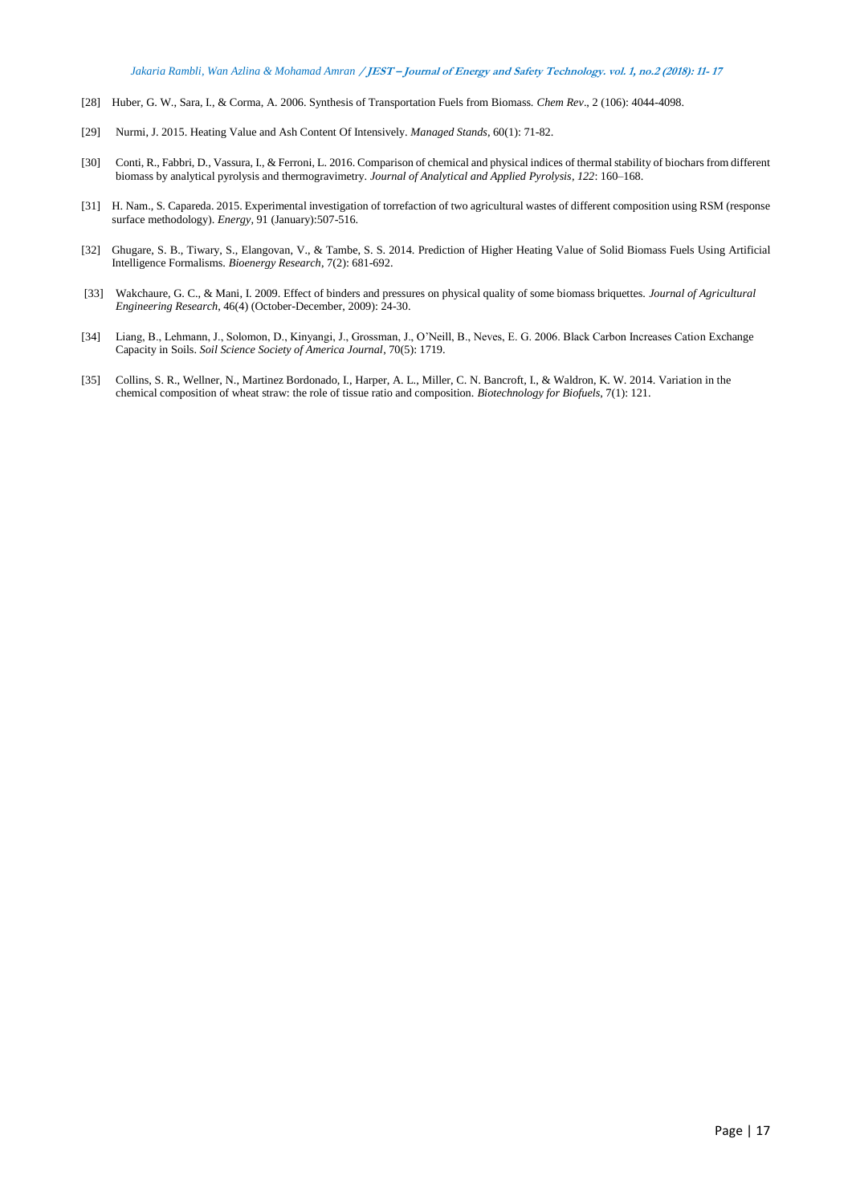[28] Huber, G. W., Sara, I., & Corma, A. 2006. Synthesis of Transportation Fuels from Biomass. *Chem Rev*., 2 (106): 4044-4098.

[29] Nurmi, J. 2015. Heating Value and Ash Content Of Intensively. *Managed Stands*, 60(1): 71-82.

[30] Conti, R., Fabbri, D., Vassura, I., & Ferroni, L. 2016. Comparison of chemical and physical indices of thermal stability of biochars from different biomass by analytical pyrolysis and thermogravimetry. *Journal of Analytical and Applied Pyrolysis*, *122*: 160–168.

[31] H. Nam., S. Capareda. 2015. Experimental investigation of torrefaction of two agricultural wastes of different composition using RSM (response surface methodology). *Energy*, 91 (January):507-516.

[32] Ghugare, S. B., Tiwary, S., Elangovan, V., & Tambe, S. S. 2014. Prediction of Higher Heating Value of Solid Biomass Fuels Using Artificial Intelligence Formalisms. *Bioenergy Research*, 7(2): 681-692.

[33] Wakchaure, G. C., & Mani, I. 2009. Effect of binders and pressures on physical quality of some biomass briquettes. *Journal of Agricultural Engineering Research*, 46(4) (October-December, 2009): 24-30.

[34] Liang, B., Lehmann, J., Solomon, D., Kinyangi, J., Grossman, J., O'Neill, B., Neves, E. G. 2006. Black Carbon Increases Cation Exchange Capacity in Soils. *Soil Science Society of America Journal*, 70(5): 1719.

[35] Collins, S. R., Wellner, N., Martinez Bordonado, I., Harper, A. L., Miller, C. N. Bancroft, I., & Waldron, K. W. 2014. Variation in the chemical composition of wheat straw: the role of tissue ratio and composition. *Biotechnology for Biofuels*, 7(1): 121.